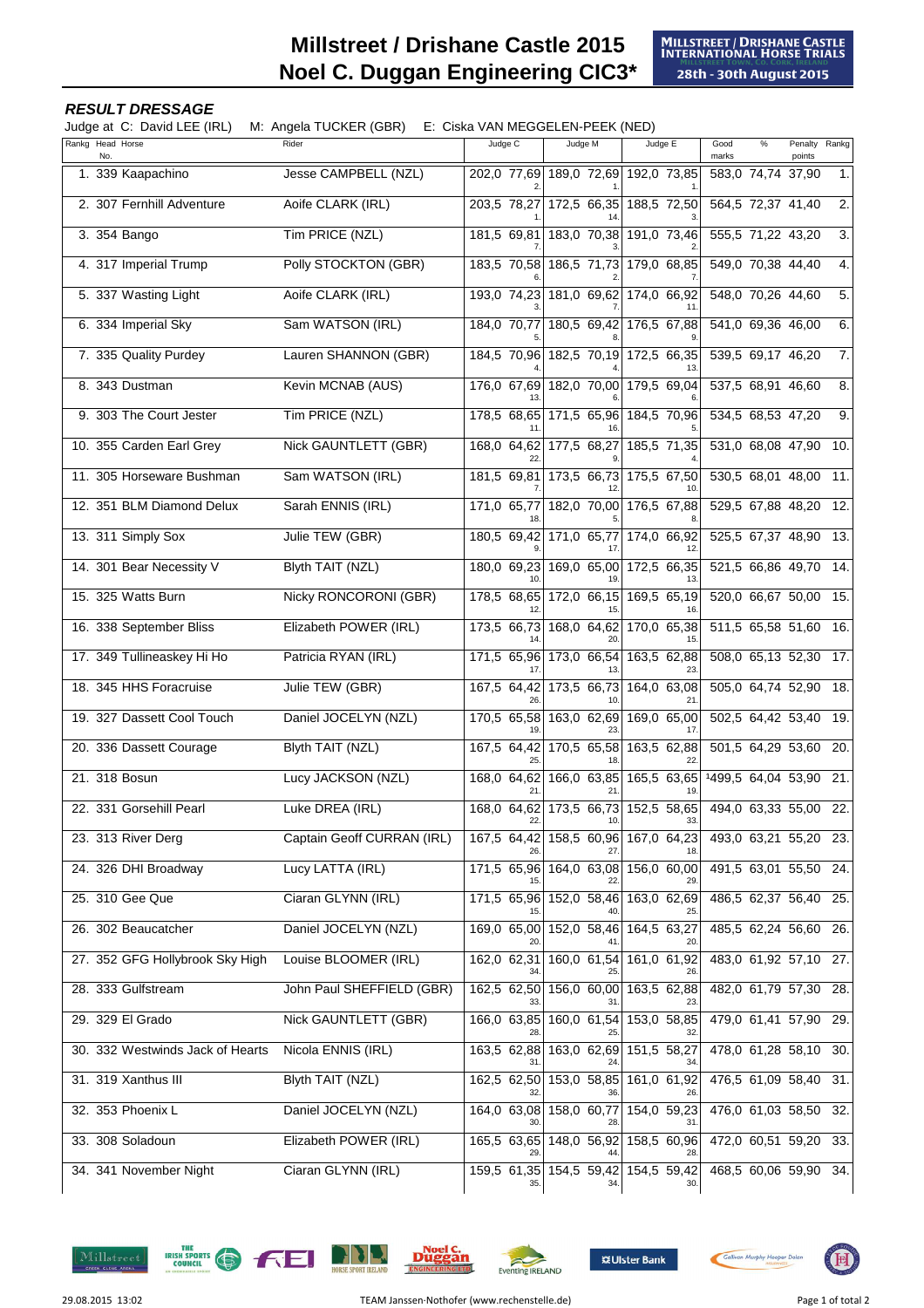# Millstreet / Drishane Castle 2015
# Noel C. Duggan Engineering CIC3*

MILLSTREET / DRISHANE CASTLE INTERNATIONAL HORSE TRIALS
MILLSTREET TOWN, CO. CORK, IRELAND
28th - 30th August 2015

### *RESULT DRESSAGE*

Judge at C: David LEE (IRL) M: Angela TUCKER (GBR) E: Ciska VAN MEGGELEN-PEEK (NED)

| Rankg | Head No. | Horse | Rider | Judge C | | | Judge M | | | Judge E | | | Good marks | % | Penalty points | Rankg |
|---|---|---|---|---|---|---|---|---|---|---|---|---|---|---|---|---|
| 1. | 339 | Kaapachino | Jesse CAMPBELL (NZL) | 202,0 | 77,69 | 2. | 189,0 | 72,69 | 1. | 192,0 | 73,85 | 1. | 583,0 | 74,74 | 37,90 | 1. |
| 2. | 307 | Fernhill Adventure | Aoife CLARK (IRL) | 203,5 | 78,27 | 1. | 172,5 | 66,35 | 14. | 188,5 | 72,50 | 3. | 564,5 | 72,37 | 41,40 | 2. |
| 3. | 354 | Bango | Tim PRICE (NZL) | 181,5 | 69,81 | 7. | 183,0 | 70,38 | 3. | 191,0 | 73,46 | 2. | 555,5 | 71,22 | 43,20 | 3. |
| 4. | 317 | Imperial Trump | Polly STOCKTON (GBR) | 183,5 | 70,58 | 6. | 186,5 | 71,73 | 2. | 179,0 | 68,85 | 7. | 549,0 | 70,38 | 44,40 | 4. |
| 5. | 337 | Wasting Light | Aoife CLARK (IRL) | 193,0 | 74,23 | 3. | 181,0 | 69,62 | 7. | 174,0 | 66,92 | 11. | 548,0 | 70,26 | 44,60 | 5. |
| 6. | 334 | Imperial Sky | Sam WATSON (IRL) | 184,0 | 70,77 | 5. | 180,5 | 69,42 | 8. | 176,5 | 67,88 | 9. | 541,0 | 69,36 | 46,00 | 6. |
| 7. | 335 | Quality Purdey | Lauren SHANNON (GBR) | 184,5 | 70,96 | 4. | 182,5 | 70,19 | 4. | 172,5 | 66,35 | 13. | 539,5 | 69,17 | 46,20 | 7. |
| 8. | 343 | Dustman | Kevin MCNAB (AUS) | 176,0 | 67,69 | 13. | 182,0 | 70,00 | 6. | 179,5 | 69,04 | 6. | 537,5 | 68,91 | 46,60 | 8. |
| 9. | 303 | The Court Jester | Tim PRICE (NZL) | 178,5 | 68,65 | 11. | 171,5 | 65,96 | 16. | 184,5 | 70,96 | 5. | 534,5 | 68,53 | 47,20 | 9. |
| 10. | 355 | Carden Earl Grey | Nick GAUNTLETT (GBR) | 168,0 | 64,62 | 22. | 177,5 | 68,27 | 9. | 185,5 | 71,35 | 4. | 531,0 | 68,08 | 47,90 | 10. |
| 11. | 305 | Horseware Bushman | Sam WATSON (IRL) | 181,5 | 69,81 | 7. | 173,5 | 66,73 | 12. | 175,5 | 67,50 | 10. | 530,5 | 68,01 | 48,00 | 11. |
| 12. | 351 | BLM Diamond Delux | Sarah ENNIS (IRL) | 171,0 | 65,77 | 18. | 182,0 | 70,00 | 5. | 176,5 | 67,88 | 8. | 529,5 | 67,88 | 48,20 | 12. |
| 13. | 311 | Simply Sox | Julie TEW (GBR) | 180,5 | 69,42 | 9. | 171,0 | 65,77 | 17. | 174,0 | 66,92 | 12. | 525,5 | 67,37 | 48,90 | 13. |
| 14. | 301 | Bear Necessity V | Blyth TAIT (NZL) | 180,0 | 69,23 | 10. | 169,0 | 65,00 | 19. | 172,5 | 66,35 | 13. | 521,5 | 66,86 | 49,70 | 14. |
| 15. | 325 | Watts Burn | Nicky RONCORONI (GBR) | 178,5 | 68,65 | 12. | 172,0 | 66,15 | 15. | 169,5 | 65,19 | 16. | 520,0 | 66,67 | 50,00 | 15. |
| 16. | 338 | September Bliss | Elizabeth POWER (IRL) | 173,5 | 66,73 | 14. | 168,0 | 64,62 | 20. | 170,0 | 65,38 | 15. | 511,5 | 65,58 | 51,60 | 16. |
| 17. | 349 | Tullineaskey Hi Ho | Patricia RYAN (IRL) | 171,5 | 65,96 | 17. | 173,0 | 66,54 | 13. | 163,5 | 62,88 | 23. | 508,0 | 65,13 | 52,30 | 17. |
| 18. | 345 | HHS Foracruise | Julie TEW (GBR) | 167,5 | 64,42 | 26. | 173,5 | 66,73 | 10. | 164,0 | 63,08 | 21. | 505,0 | 64,74 | 52,90 | 18. |
| 19. | 327 | Dassett Cool Touch | Daniel JOCELYN (NZL) | 170,5 | 65,58 | 19. | 163,0 | 62,69 | 23. | 169,0 | 65,00 | 17. | 502,5 | 64,42 | 53,40 | 19. |
| 20. | 336 | Dassett Courage | Blyth TAIT (NZL) | 167,5 | 64,42 | 25. | 170,5 | 65,58 | 18. | 163,5 | 62,88 | 22. | 501,5 | 64,29 | 53,60 | 20. |
| 21. | 318 | Bosun | Lucy JACKSON (NZL) | 168,0 | 64,62 | 21. | 166,0 | 63,85 | 21. | 165,5 | 63,65 | 19. | ¹499,5 | 64,04 | 53,90 | 21. |
| 22. | 331 | Gorsehill Pearl | Luke DREA (IRL) | 168,0 | 64,62 | 22. | 173,5 | 66,73 | 10. | 152,5 | 58,65 | 33. | 494,0 | 63,33 | 55,00 | 22. |
| 23. | 313 | River Derg | Captain Geoff CURRAN (IRL) | 167,5 | 64,42 | 26. | 158,5 | 60,96 | 27. | 167,0 | 64,23 | 18. | 493,0 | 63,21 | 55,20 | 23. |
| 24. | 326 | DHI Broadway | Lucy LATTA (IRL) | 171,5 | 65,96 | 15. | 164,0 | 63,08 | 22. | 156,0 | 60,00 | 29. | 491,5 | 63,01 | 55,50 | 24. |
| 25. | 310 | Gee Que | Ciaran GLYNN (IRL) | 171,5 | 65,96 | 15. | 152,0 | 58,46 | 40. | 163,0 | 62,69 | 25. | 486,5 | 62,37 | 56,40 | 25. |
| 26. | 302 | Beaucatcher | Daniel JOCELYN (NZL) | 169,0 | 65,00 | 20. | 152,0 | 58,46 | 41. | 164,5 | 63,27 | 20. | 485,5 | 62,24 | 56,60 | 26. |
| 27. | 352 | GFG Hollybrook Sky High | Louise BLOOMER (IRL) | 162,0 | 62,31 | 34. | 160,0 | 61,54 | 25. | 161,0 | 61,92 | 26. | 483,0 | 61,92 | 57,10 | 27. |
| 28. | 333 | Gulfstream | John Paul SHEFFIELD (GBR) | 162,5 | 62,50 | 33. | 156,0 | 60,00 | 31. | 163,5 | 62,88 | 23. | 482,0 | 61,79 | 57,30 | 28. |
| 29. | 329 | El Grado | Nick GAUNTLETT (GBR) | 166,0 | 63,85 | 28. | 160,0 | 61,54 | 25. | 153,0 | 58,85 | 32. | 479,0 | 61,41 | 57,90 | 29. |
| 30. | 332 | Westwinds Jack of Hearts | Nicola ENNIS (IRL) | 163,5 | 62,88 | 31. | 163,0 | 62,69 | 24. | 151,5 | 58,27 | 34. | 478,0 | 61,28 | 58,10 | 30. |
| 31. | 319 | Xanthus III | Blyth TAIT (NZL) | 162,5 | 62,50 | 32. | 153,0 | 58,85 | 36. | 161,0 | 61,92 | 26. | 476,5 | 61,09 | 58,40 | 31. |
| 32. | 353 | Phoenix L | Daniel JOCELYN (NZL) | 164,0 | 63,08 | 30. | 158,0 | 60,77 | 28. | 154,0 | 59,23 | 31. | 476,0 | 61,03 | 58,50 | 32. |
| 33. | 308 | Soladoun | Elizabeth POWER (IRL) | 165,5 | 63,65 | 29. | 148,0 | 56,92 | 44. | 158,5 | 60,96 | 28. | 472,0 | 60,51 | 59,20 | 33. |
| 34. | 341 | November Night | Ciaran GLYNN (IRL) | 159,5 | 61,35 | 35. | 154,5 | 59,42 | 34. | 154,5 | 59,42 | 30. | 468,5 | 60,06 | 59,90 | 34. |

29.08.2015 13:02 TEAM Janssen-Nothofer (www.rechenstelle.de)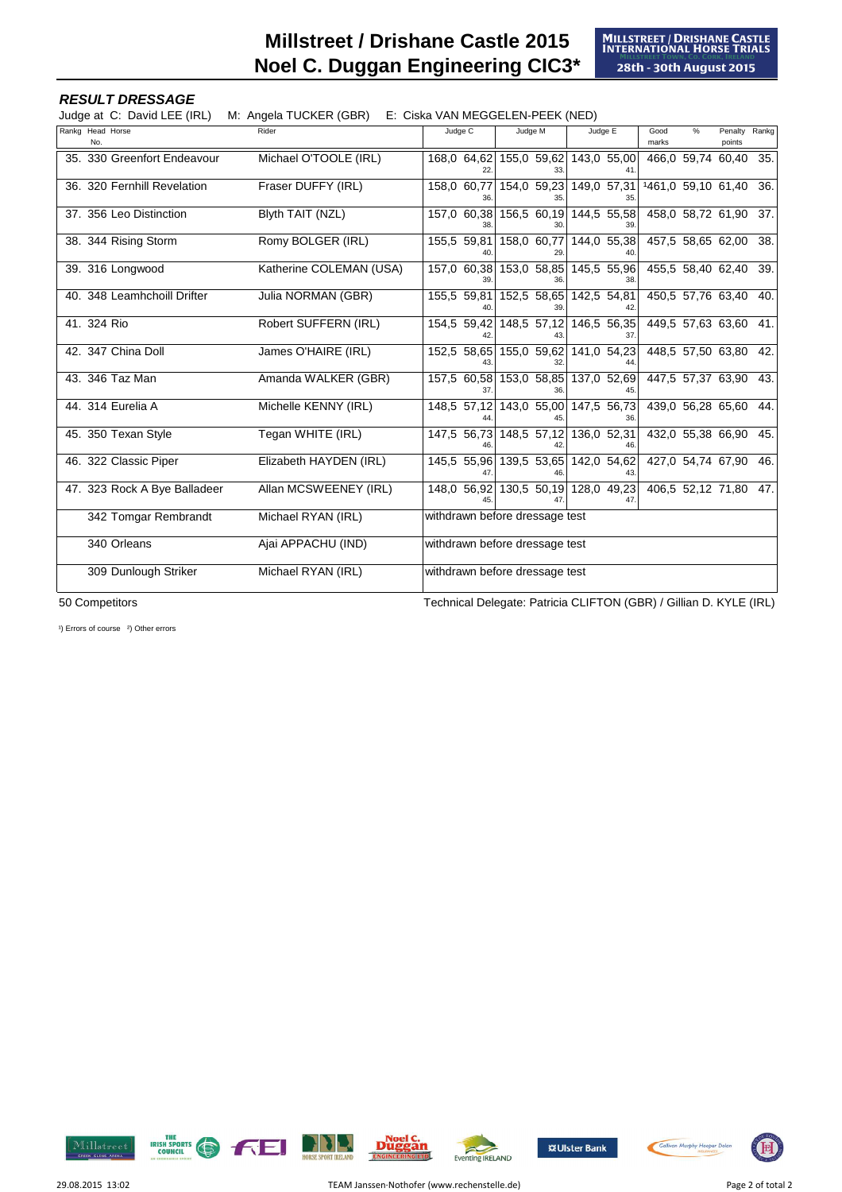# Millstreet / Drishane Castle 2015
# Noel C. Duggan Engineering CIC3*

MILLSTREET / DRISHANE CASTLE INTERNATIONAL HORSE TRIALS
MILLSTREET TOWN, CO. CORK, IRELAND
28th - 30th August 2015

### *RESULT DRESSAGE*

Judge at C: David LEE (IRL)   M: Angela TUCKER (GBR)   E: Ciska VAN MEGGELEN-PEEK (NED)

| Rankg | Head No. | Horse | Rider | Judge C | | | Judge M | | | Judge E | | | Good marks | % | Penalty points | Rankg |
|---|---|---|---|---|---|---|---|---|---|---|---|---|---|---|---|---|
| 35. | 330 | Greenfort Endeavour | Michael O'TOOLE (IRL) | 168,0 | 64,62 | 22. | 155,0 | 59,62 | 33. | 143,0 | 55,00 | 41. | 466,0 | 59,74 | 60,40 | 35. |
| 36. | 320 | Fernhill Revelation | Fraser DUFFY (IRL) | 158,0 | 60,77 | 36. | 154,0 | 59,23 | 35. | 149,0 | 57,31 | 35. | [1]461,0 | 59,10 | 61,40 | 36. |
| 37. | 356 | Leo Distinction | Blyth TAIT (NZL) | 157,0 | 60,38 | 38. | 156,5 | 60,19 | 30. | 144,5 | 55,58 | 39. | 458,0 | 58,72 | 61,90 | 37. |
| 38. | 344 | Rising Storm | Romy BOLGER (IRL) | 155,5 | 59,81 | 40. | 158,0 | 60,77 | 29. | 144,0 | 55,38 | 40. | 457,5 | 58,65 | 62,00 | 38. |
| 39. | 316 | Longwood | Katherine COLEMAN (USA) | 157,0 | 60,38 | 39. | 153,0 | 58,85 | 36. | 145,5 | 55,96 | 38. | 455,5 | 58,40 | 62,40 | 39. |
| 40. | 348 | Leamhchoill Drifter | Julia NORMAN (GBR) | 155,5 | 59,81 | 40. | 152,5 | 58,65 | 39. | 142,5 | 54,81 | 42. | 450,5 | 57,76 | 63,40 | 40. |
| 41. | 324 | Rio | Robert SUFFERN (IRL) | 154,5 | 59,42 | 42. | 148,5 | 57,12 | 43. | 146,5 | 56,35 | 37. | 449,5 | 57,63 | 63,60 | 41. |
| 42. | 347 | China Doll | James O'HAIRE (IRL) | 152,5 | 58,65 | 43. | 155,0 | 59,62 | 32. | 141,0 | 54,23 | 44. | 448,5 | 57,50 | 63,80 | 42. |
| 43. | 346 | Taz Man | Amanda WALKER (GBR) | 157,5 | 60,58 | 37. | 153,0 | 58,85 | 36. | 137,0 | 52,69 | 45. | 447,5 | 57,37 | 63,90 | 43. |
| 44. | 314 | Eurelia A | Michelle KENNY (IRL) | 148,5 | 57,12 | 44. | 143,0 | 55,00 | 45. | 147,5 | 56,73 | 36. | 439,0 | 56,28 | 65,60 | 44. |
| 45. | 350 | Texan Style | Tegan WHITE (IRL) | 147,5 | 56,73 | 46. | 148,5 | 57,12 | 42. | 136,0 | 52,31 | 46. | 432,0 | 55,38 | 66,90 | 45. |
| 46. | 322 | Classic Piper | Elizabeth HAYDEN (IRL) | 145,5 | 55,96 | 47. | 139,5 | 53,65 | 46. | 142,0 | 54,62 | 43. | 427,0 | 54,74 | 67,90 | 46. |
| 47. | 323 | Rock A Bye Balladeer | Allan MCSWEENEY (IRL) | 148,0 | 56,92 | 45. | 130,5 | 50,19 | 47. | 128,0 | 49,23 | 47. | 406,5 | 52,12 | 71,80 | 47. |
| | 342 | Tomgar Rembrandt | Michael RYAN (IRL) | withdrawn before dressage test | | | | | | | | | | | | |
| | 340 | Orleans | Ajai APPACHU (IND) | withdrawn before dressage test | | | | | | | | | | | | |
| | 309 | Dunlough Striker | Michael RYAN (IRL) | withdrawn before dressage test | | | | | | | | | | | | |

50 Competitors

Technical Delegate: Patricia CLIFTON (GBR) / Gillian D. KYLE (IRL)

[1]) Errors of course  [2]) Other errors

29.08.2015 13:02   TEAM Janssen-Nothofer (www.rechenstelle.de)